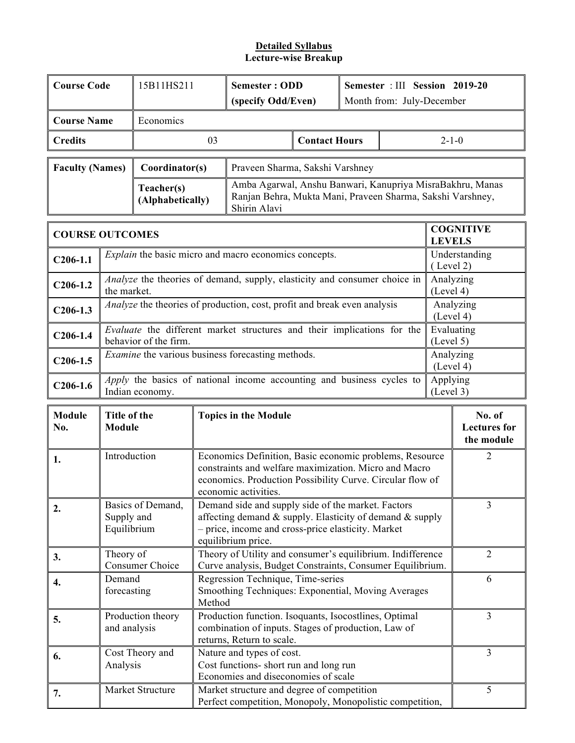**Detailed Syllabus**
**Lecture-wise Breakup**

| **Course Code** | 15B11HS211 | **Semester : ODD (specify Odd/Even)** | **Semester** : III **Session 2019-20** Month from: July-December |
|---|---|---|---|
| **Course Name** | Economics | | |
| **Credits** | 03 | **Contact Hours** | 2-1-0 |

| **Faculty (Names)** | **Coordinator(s)** | Praveen Sharma, Sakshi Varshney |
|---|---|---|
| | **Teacher(s) (Alphabetically)** | Amba Agarwal, Anshu Banwari, Kanupriya MisraBakhru, Manas Ranjan Behra, Mukta Mani, Praveen Sharma, Sakshi Varshney, Shirin Alavi |

| **COURSE OUTCOMES** | | **COGNITIVE LEVELS** |
|---|---|---|
| **C206-1.1** | *Explain* the basic micro and macro economics concepts. | Understanding ( Level 2) |
| **C206-1.2** | *Analyze* the theories of demand, supply, elasticity and consumer choice in the market. | Analyzing (Level 4) |
| **C206-1.3** | *Analyze* the theories of production, cost, profit and break even analysis | Analyzing (Level 4) |
| **C206-1.4** | *Evaluate* the different market structures and their implications for the behavior of the firm. | Evaluating (Level 5) |
| **C206-1.5** | *Examine* the various business forecasting methods. | Analyzing (Level 4) |
| **C206-1.6** | *Apply* the basics of national income accounting and business cycles to Indian economy. | Applying (Level 3) |

| **Module No.** | **Title of the Module** | **Topics in the Module** | **No. of Lectures for the module** |
|---|---|---|---|
| **1.** | Introduction | Economics Definition, Basic economic problems, Resource constraints and welfare maximization. Micro and Macro economics. Production Possibility Curve. Circular flow of economic activities. | 2 |
| **2.** | Basics of Demand, Supply and Equilibrium | Demand side and supply side of the market. Factors affecting demand & supply. Elasticity of demand & supply – price, income and cross-price elasticity. Market equilibrium price. | 3 |
| **3.** | Theory of Consumer Choice | Theory of Utility and consumer's equilibrium. Indifference Curve analysis, Budget Constraints, Consumer Equilibrium. | 2 |
| **4.** | Demand forecasting | Regression Technique, Time-series Smoothing Techniques: Exponential, Moving Averages Method | 6 |
| **5.** | Production theory and analysis | Production function. Isoquants, Isocostlines, Optimal combination of inputs. Stages of production, Law of returns, Return to scale. | 3 |
| **6.** | Cost Theory and Analysis | Nature and types of cost. Cost functions- short run and long run Economies and diseconomies of scale | 3 |
| **7.** | Market Structure | Market structure and degree of competition Perfect competition, Monopoly, Monopolistic competition, | 5 |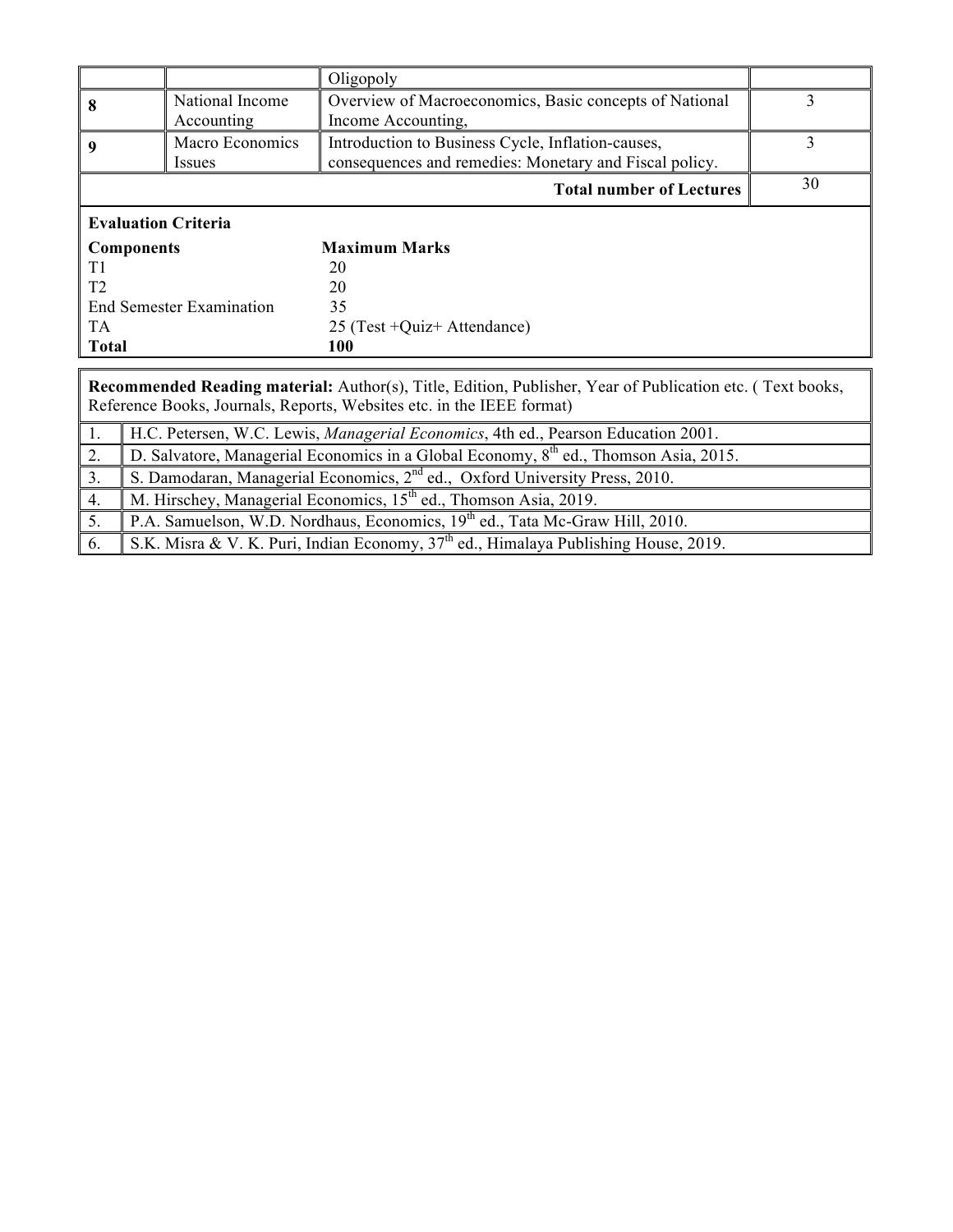|   |   | Oligopoly |   |
|---|---|---|---|
| **8** | National Income Accounting | Overview of Macroeconomics, Basic concepts of National Income Accounting, | 3 |
| **9** | Macro Economics Issues | Introduction to Business Cycle, Inflation-causes, consequences and remedies: Monetary and Fiscal policy. | 3 |
| **Total number of Lectures** |   |   | 30 |

**Evaluation Criteria**

| **Components** | **Maximum Marks** |
|---|---|
| T1 | 20 |
| T2 | 20 |
| End Semester Examination | 35 |
| TA | 25 (Test +Quiz+ Attendance) |
| **Total** | **100** |

**Recommended Reading material:** Author(s), Title, Edition, Publisher, Year of Publication etc. ( Text books, Reference Books, Journals, Reports, Websites etc. in the IEEE format)

| | |
|---|---|
| 1. | H.C. Petersen, W.C. Lewis, *Managerial Economics*, 4th ed., Pearson Education 2001. |
| 2. | D. Salvatore, Managerial Economics in a Global Economy, 8th ed., Thomson Asia, 2015. |
| 3. | S. Damodaran, Managerial Economics, 2nd ed., Oxford University Press, 2010. |
| 4. | M. Hirschey, Managerial Economics, 15th ed., Thomson Asia, 2019. |
| 5. | P.A. Samuelson, W.D. Nordhaus, Economics, 19th ed., Tata Mc-Graw Hill, 2010. |
| 6. | S.K. Misra & V. K. Puri, Indian Economy, 37th ed., Himalaya Publishing House, 2019. |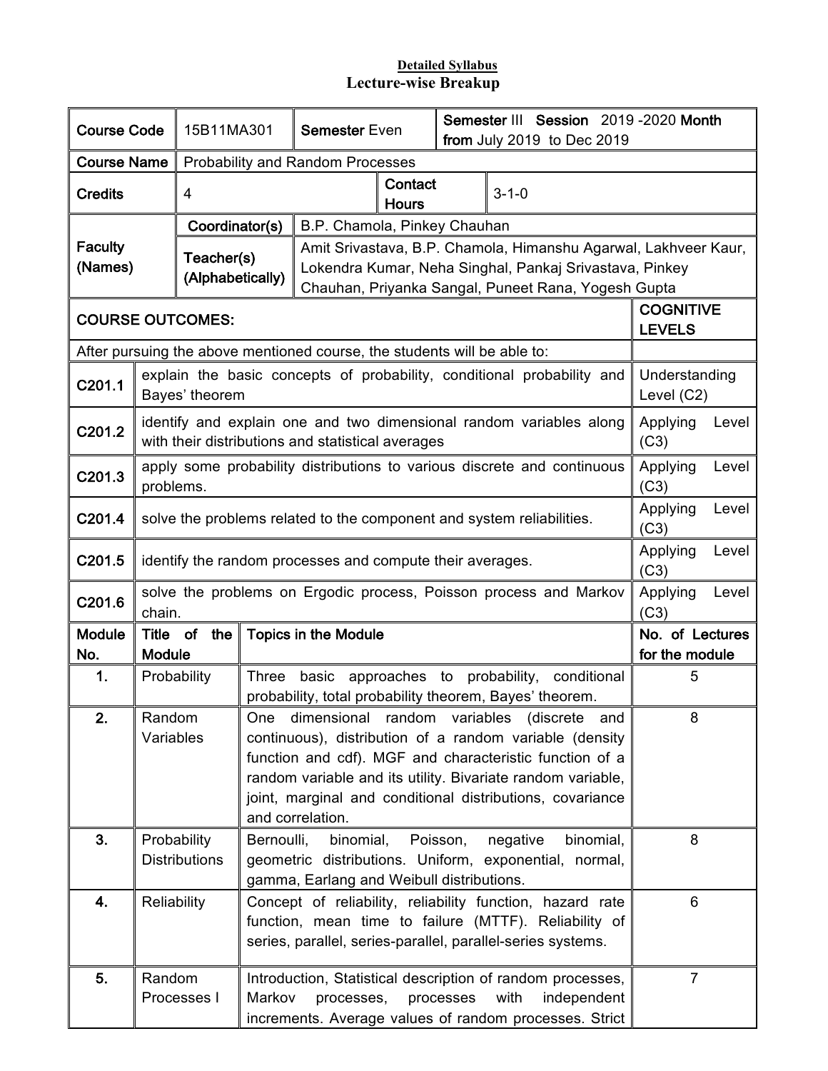**Detailed Syllabus**

**Lecture-wise Breakup**

| **Course Code** | 15B11MA301 | **Semester** Even | **Semester** III **Session** 2019 -2020 **Month from** July 2019 to Dec 2019 |
|---|---|---|---|
| **Course Name** | Probability and Random Processes | | |
| **Credits** | 4 | **Contact Hours** | 3-1-0 |
| **Faculty (Names)** | **Coordinator(s)** | B.P. Chamola, Pinkey Chauhan | |
| | **Teacher(s) (Alphabetically)** | Amit Srivastava, B.P. Chamola, Himanshu Agarwal, Lakhveer Kaur, Lokendra Kumar, Neha Singhal, Pankaj Srivastava, Pinkey Chauhan, Priyanka Sangal, Puneet Rana, Yogesh Gupta | |

| **COURSE OUTCOMES:** | | **COGNITIVE LEVELS** |
|---|---|---|
| After pursuing the above mentioned course, the students will be able to: | | |
| **C201.1** | explain the basic concepts of probability, conditional probability and Bayes' theorem | Understanding Level (C2) |
| **C201.2** | identify and explain one and two dimensional random variables along with their distributions and statistical averages | Applying Level (C3) |
| **C201.3** | apply some probability distributions to various discrete and continuous problems. | Applying Level (C3) |
| **C201.4** | solve the problems related to the component and system reliabilities. | Applying Level (C3) |
| **C201.5** | identify the random processes and compute their averages. | Applying Level (C3) |
| **C201.6** | solve the problems on Ergodic process, Poisson process and Markov chain. | Applying Level (C3) |

| **Module No.** | **Title of the Module** | **Topics in the Module** | **No. of Lectures for the module** |
|---|---|---|---|
| **1.** | Probability | Three basic approaches to probability, conditional probability, total probability theorem, Bayes' theorem. | 5 |
| **2.** | Random Variables | One dimensional random variables (discrete and continuous), distribution of a random variable (density function and cdf). MGF and characteristic function of a random variable and its utility. Bivariate random variable, joint, marginal and conditional distributions, covariance and correlation. | 8 |
| **3.** | Probability Distributions | Bernoulli, binomial, Poisson, negative binomial, geometric distributions. Uniform, exponential, normal, gamma, Earlang and Weibull distributions. | 8 |
| **4.** | Reliability | Concept of reliability, reliability function, hazard rate function, mean time to failure (MTTF). Reliability of series, parallel, series-parallel, parallel-series systems. | 6 |
| **5.** | Random Processes I | Introduction, Statistical description of random processes, Markov processes, processes with independent increments. Average values of random processes. Strict | 7 |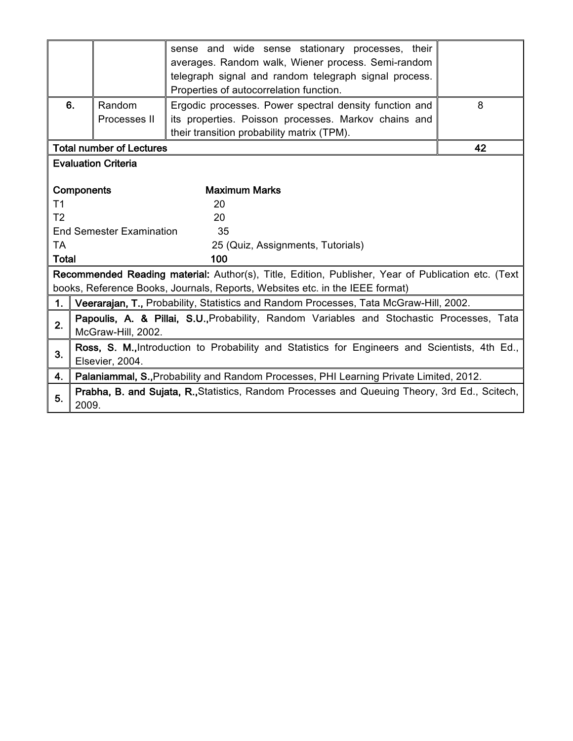| | | | |
|---|---|---|---|
| | | sense and wide sense stationary processes, their averages. Random walk, Wiener process. Semi-random telegraph signal and random telegraph signal process. Properties of autocorrelation function. | |
| **6.** | Random Processes II | Ergodic processes. Power spectral density function and its properties. Poisson processes. Markov chains and their transition probability matrix (TPM). | 8 |
| **Total number of Lectures** | | | **42** |

**Evaluation Criteria**

| **Components** | **Maximum Marks** |
|---|---|
| T1 | 20 |
| T2 | 20 |
| End Semester Examination | 35 |
| TA | 25 (Quiz, Assignments, Tutorials) |
| **Total** | **100** |

**Recommended Reading material:** Author(s), Title, Edition, Publisher, Year of Publication etc. (Text books, Reference Books, Journals, Reports, Websites etc. in the IEEE format)

| | |
|---|---|
| **1.** | **Veerarajan, T.,** Probability, Statistics and Random Processes, Tata McGraw-Hill, 2002. |
| **2.** | **Papoulis, A. & Pillai, S.U.,**Probability, Random Variables and Stochastic Processes, Tata McGraw-Hill, 2002. |
| **3.** | **Ross, S. M.,**Introduction to Probability and Statistics for Engineers and Scientists, 4th Ed., Elsevier, 2004. |
| **4.** | **Palaniammal, S.,**Probability and Random Processes, PHI Learning Private Limited, 2012. |
| **5.** | **Prabha, B. and Sujata, R.,**Statistics, Random Processes and Queuing Theory, 3rd Ed., Scitech, 2009. |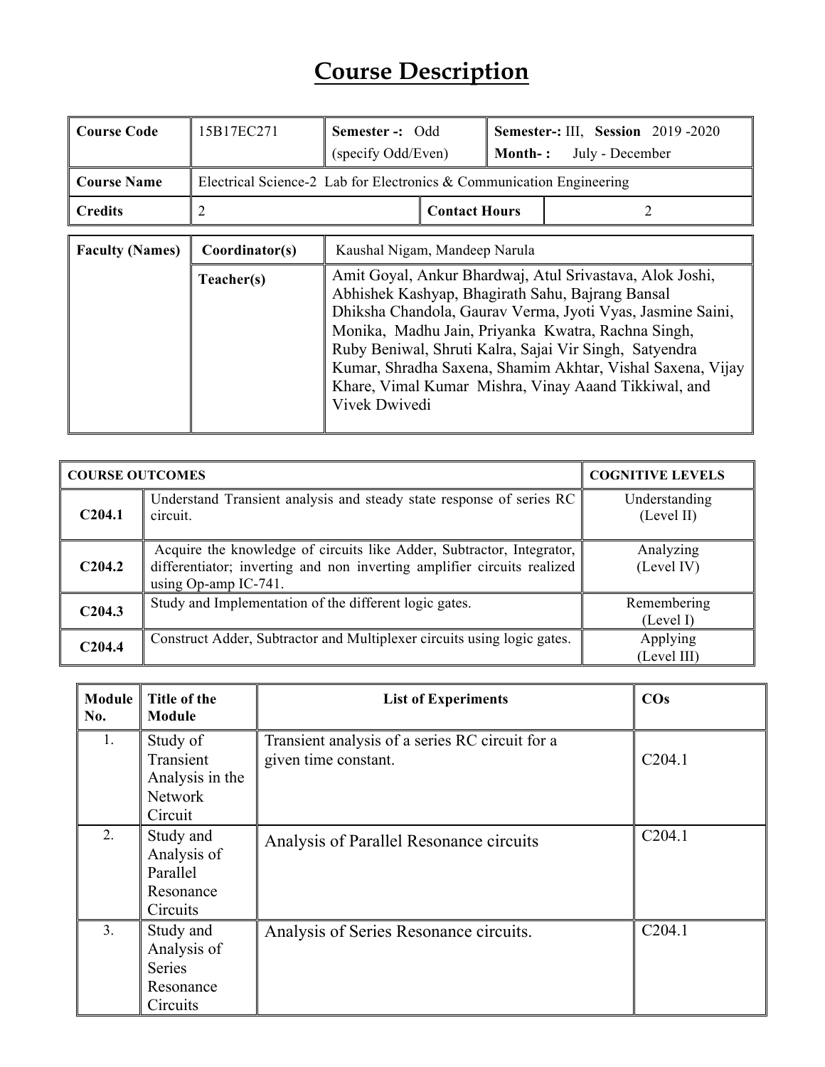# Course Description

| Course Code | 15B17EC271 | Semester -: Odd (specify Odd/Even) | | Semester-: III, Session 2019 -2020 Month- : July - December |
|---|---|---|---|---|
| **Course Name** | Electrical Science-2 Lab for Electronics & Communication Engineering | | | |
| **Credits** | 2 | | **Contact Hours** | 2 |

| Faculty (Names) | Coordinator(s) | Kaushal Nigam, Mandeep Narula |
|---|---|---|
| | **Teacher(s)** | Amit Goyal, Ankur Bhardwaj, Atul Srivastava, Alok Joshi, Abhishek Kashyap, Bhagirath Sahu, Bajrang Bansal Dhiksha Chandola, Gaurav Verma, Jyoti Vyas, Jasmine Saini, Monika, Madhu Jain, Priyanka Kwatra, Rachna Singh, Ruby Beniwal, Shruti Kalra, Sajai Vir Singh, Satyendra Kumar, Shradha Saxena, Shamim Akhtar, Vishal Saxena, Vijay Khare, Vimal Kumar Mishra, Vinay Aaand Tikkiwal, and Vivek Dwivedi |

| COURSE OUTCOMES | | COGNITIVE LEVELS |
|---|---|---|
| **C204.1** | Understand Transient analysis and steady state response of series RC circuit. | Understanding (Level II) |
| **C204.2** | Acquire the knowledge of circuits like Adder, Subtractor, Integrator, differentiator; inverting and non inverting amplifier circuits realized using Op-amp IC-741. | Analyzing (Level IV) |
| **C204.3** | Study and Implementation of the different logic gates. | Remembering (Level I) |
| **C204.4** | Construct Adder, Subtractor and Multiplexer circuits using logic gates. | Applying (Level III) |

| Module No. | Title of the Module | List of Experiments | COs |
|---|---|---|---|
| 1. | Study of Transient Analysis in the Network Circuit | Transient analysis of a series RC circuit for a given time constant. | C204.1 |
| 2. | Study and Analysis of Parallel Resonance Circuits | Analysis of Parallel Resonance circuits | C204.1 |
| 3. | Study and Analysis of Series Resonance Circuits | Analysis of Series Resonance circuits. | C204.1 |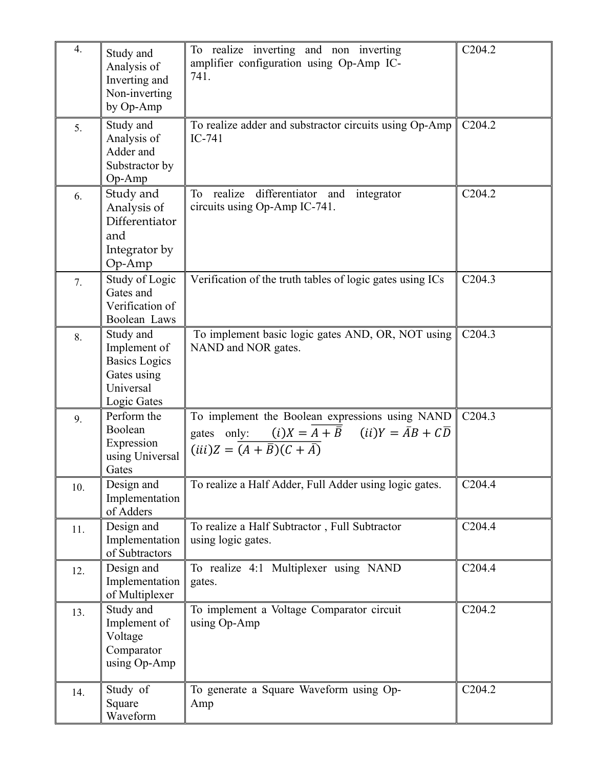| 4. | Study and Analysis of Inverting and Non-inverting by Op-Amp | To realize inverting and non inverting amplifier configuration using Op-Amp IC-741. | C204.2 |
|---|---|---|---|
| 5. | Study and Analysis of Adder and Substractor by Op-Amp | To realize adder and substractor circuits using Op-Amp IC-741 | C204.2 |
| 6. | Study and Analysis of Differentiator and Integrator by Op-Amp | To realize differentiator and integrator circuits using Op-Amp IC-741. | C204.2 |
| 7. | Study of Logic Gates and Verification of Boolean Laws | Verification of the truth tables of logic gates using ICs | C204.3 |
| 8. | Study and Implement of Basics Logics Gates using Universal Logic Gates | To implement basic logic gates AND, OR, NOT using NAND and NOR gates. | C204.3 |
| 9. | Perform the Boolean Expression using Universal Gates | To implement the Boolean expressions using NAND gates only: $(i) X = \overline{A + \bar{B}}$ $(ii) Y = \bar{A}B + C\bar{D}$ $(iii) Z = \overline{(A + \bar{B})(C + \bar{A})}$ | C204.3 |
| 10. | Design and Implementation of Adders | To realize a Half Adder, Full Adder using logic gates. | C204.4 |
| 11. | Design and Implementation of Subtractors | To realize a Half Subtractor , Full Subtractor using logic gates. | C204.4 |
| 12. | Design and Implementation of Multiplexer | To realize 4:1 Multiplexer using NAND gates. | C204.4 |
| 13. | Study and Implement of Voltage Comparator using Op-Amp | To implement a Voltage Comparator circuit using Op-Amp | C204.2 |
| 14. | Study of Square Waveform | To generate a Square Waveform using Op-Amp | C204.2 |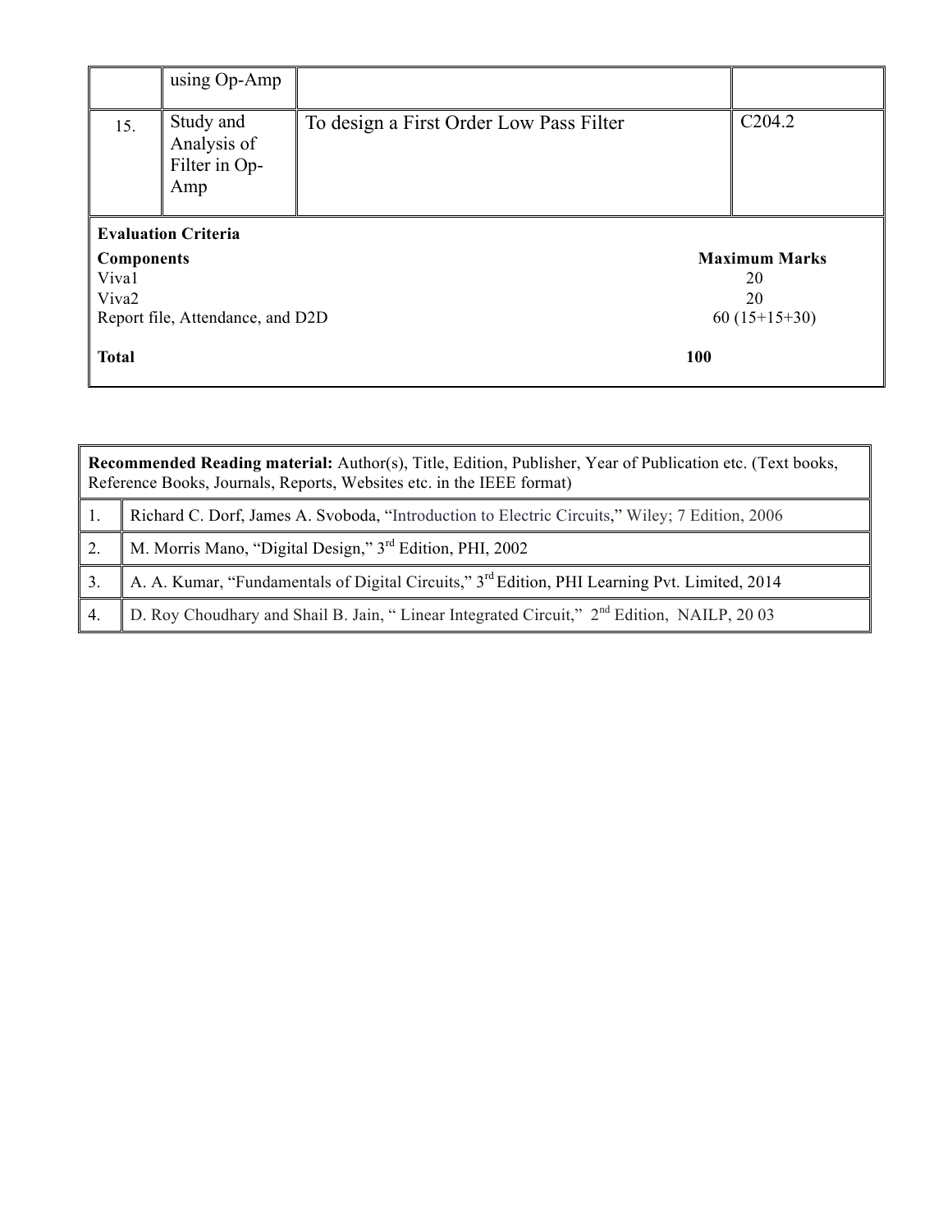|  | using Op-Amp |  |  |
|---|---|---|---|
| 15. | Study and Analysis of Filter in Op-Amp | To design a First Order Low Pass Filter | C204.2 |

**Evaluation Criteria**

| **Components** | **Maximum Marks** |
|---|---|
| Viva1 | 20 |
| Viva2 | 20 |
| Report file, Attendance, and D2D | 60 (15+15+30) |
| **Total** | **100** |

| **Recommended Reading material:** Author(s), Title, Edition, Publisher, Year of Publication etc. (Text books, Reference Books, Journals, Reports, Websites etc. in the IEEE format) | |
|---|---|
| 1. | Richard C. Dorf, James A. Svoboda, "Introduction to Electric Circuits," Wiley; 7 Edition, 2006 |
| 2. | M. Morris Mano, "Digital Design," 3rd Edition, PHI, 2002 |
| 3. | A. A. Kumar, "Fundamentals of Digital Circuits," 3rd Edition, PHI Learning Pvt. Limited, 2014 |
| 4. | D. Roy Choudhary and Shail B. Jain, " Linear Integrated Circuit," 2nd Edition, NAILP, 20 03 |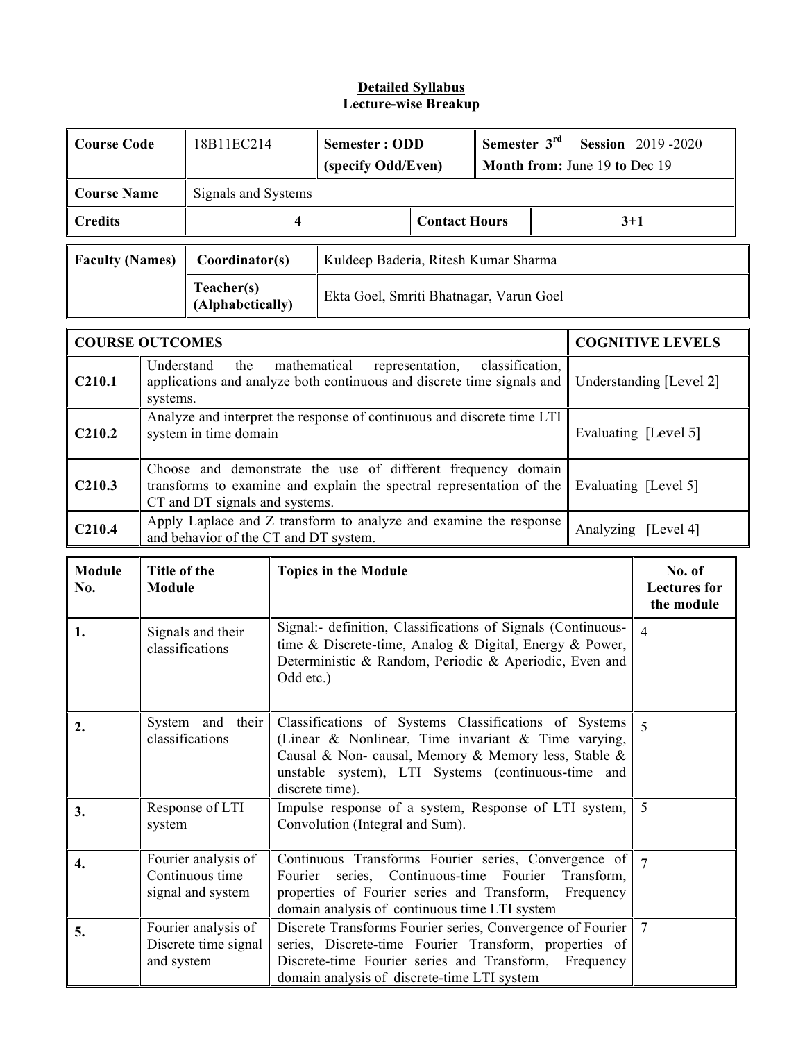**Detailed Syllabus**
**Lecture-wise Breakup**

| **Course Code** | 18B11EC214 | **Semester : ODD (specify Odd/Even)** | **Semester 3rd Session** 2019 -2020 **Month from:** June 19 **to** Dec 19 |
|---|---|---|---|
| **Course Name** | Signals and Systems | | |
| **Credits** | 4 | **Contact Hours** | 3+1 |

| **Faculty (Names)** | **Coordinator(s)** | Kuldeep Baderia, Ritesh Kumar Sharma |
|---|---|---|
| | **Teacher(s) (Alphabetically)** | Ekta Goel, Smriti Bhatnagar, Varun Goel |

| **COURSE OUTCOMES** | | **COGNITIVE LEVELS** |
|---|---|---|
| **C210.1** | Understand the mathematical representation, classification, applications and analyze both continuous and discrete time signals and systems. | Understanding [Level 2] |
| **C210.2** | Analyze and interpret the response of continuous and discrete time LTI system in time domain | Evaluating [Level 5] |
| **C210.3** | Choose and demonstrate the use of different frequency domain transforms to examine and explain the spectral representation of the CT and DT signals and systems. | Evaluating [Level 5] |
| **C210.4** | Apply Laplace and Z transform to analyze and examine the response and behavior of the CT and DT system. | Analyzing [Level 4] |

| **Module No.** | **Title of the Module** | **Topics in the Module** | **No. of Lectures for the module** |
|---|---|---|---|
| **1.** | Signals and their classifications | Signal:- definition, Classifications of Signals (Continuous-time & Discrete-time, Analog & Digital, Energy & Power, Deterministic & Random, Periodic & Aperiodic, Even and Odd etc.) | 4 |
| **2.** | System and their classifications | Classifications of Systems Classifications of Systems (Linear & Nonlinear, Time invariant & Time varying, Causal & Non- causal, Memory & Memory less, Stable & unstable system), LTI Systems (continuous-time and discrete time). | 5 |
| **3.** | Response of LTI system | Impulse response of a system, Response of LTI system, Convolution (Integral and Sum). | 5 |
| **4.** | Fourier analysis of Continuous time signal and system | Continuous Transforms Fourier series, Convergence of Fourier series, Continuous-time Fourier Transform, properties of Fourier series and Transform, Frequency domain analysis of continuous time LTI system | 7 |
| **5.** | Fourier analysis of Discrete time signal and system | Discrete Transforms Fourier series, Convergence of Fourier series, Discrete-time Fourier Transform, properties of Discrete-time Fourier series and Transform, Frequency domain analysis of discrete-time LTI system | 7 |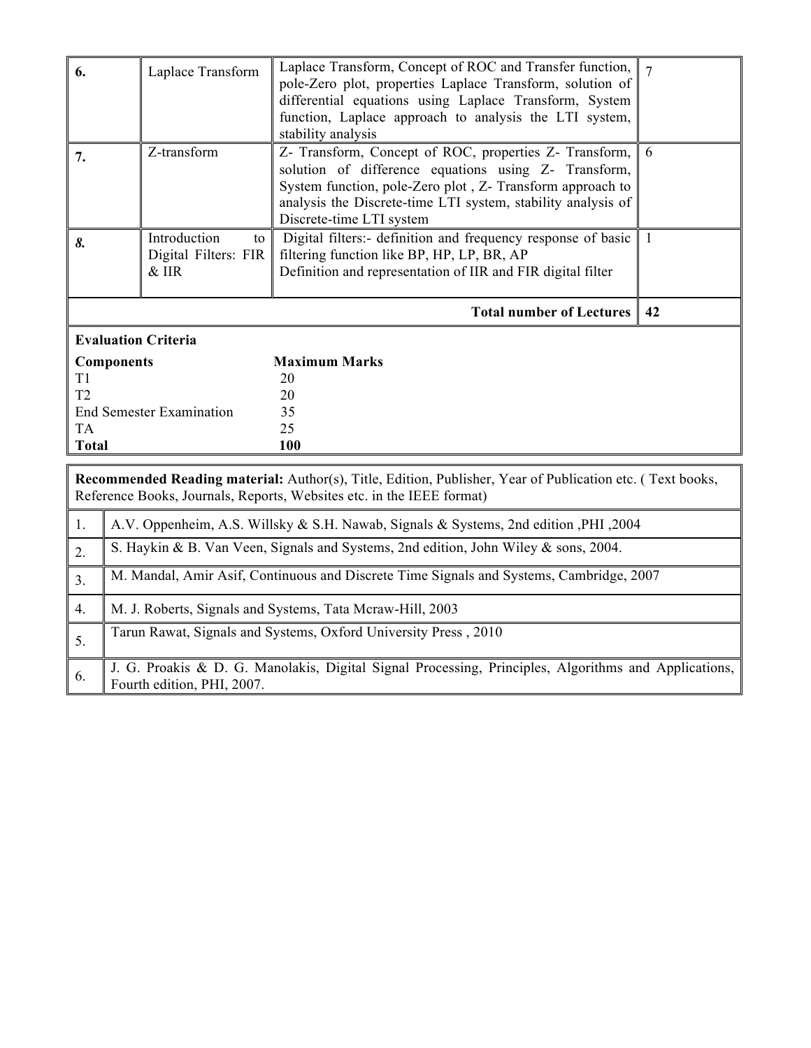| | | | |
|---|---|---|---|
| **6.** | Laplace Transform | Laplace Transform, Concept of ROC and Transfer function, pole-Zero plot, properties Laplace Transform, solution of differential equations using Laplace Transform, System function, Laplace approach to analysis the LTI system, stability analysis | 7 |
| **7.** | Z-transform | Z- Transform, Concept of ROC, properties Z- Transform, solution of difference equations using Z- Transform, System function, pole-Zero plot , Z- Transform approach to analysis the Discrete-time LTI system, stability analysis of Discrete-time LTI system | 6 |
| ***8.*** | Introduction to Digital Filters: FIR & IIR | Digital filters:- definition and frequency response of basic filtering function like BP, HP, LP, BR, AP<br>Definition and representation of IIR and FIR digital filter | 1 |
| | | **Total number of Lectures** | **42** |

**Evaluation Criteria**

| **Components** | **Maximum Marks** |
|---|---|
| T1 | 20 |
| T2 | 20 |
| End Semester Examination | 35 |
| TA | 25 |
| **Total** | **100** |

**Recommended Reading material:** Author(s), Title, Edition, Publisher, Year of Publication etc. ( Text books, Reference Books, Journals, Reports, Websites etc. in the IEEE format)

| | |
|---|---|
| 1. | A.V. Oppenheim, A.S. Willsky & S.H. Nawab, Signals & Systems, 2nd edition ,PHI ,2004 |
| 2. | S. Haykin & B. Van Veen, Signals and Systems, 2nd edition, John Wiley & sons, 2004. |
| 3. | M. Mandal, Amir Asif, Continuous and Discrete Time Signals and Systems, Cambridge, 2007 |
| 4. | M. J. Roberts, Signals and Systems, Tata Mcraw-Hill, 2003 |
| 5. | Tarun Rawat, Signals and Systems, Oxford University Press , 2010 |
| 6. | J. G. Proakis & D. G. Manolakis, Digital Signal Processing, Principles, Algorithms and Applications, Fourth edition, PHI, 2007. |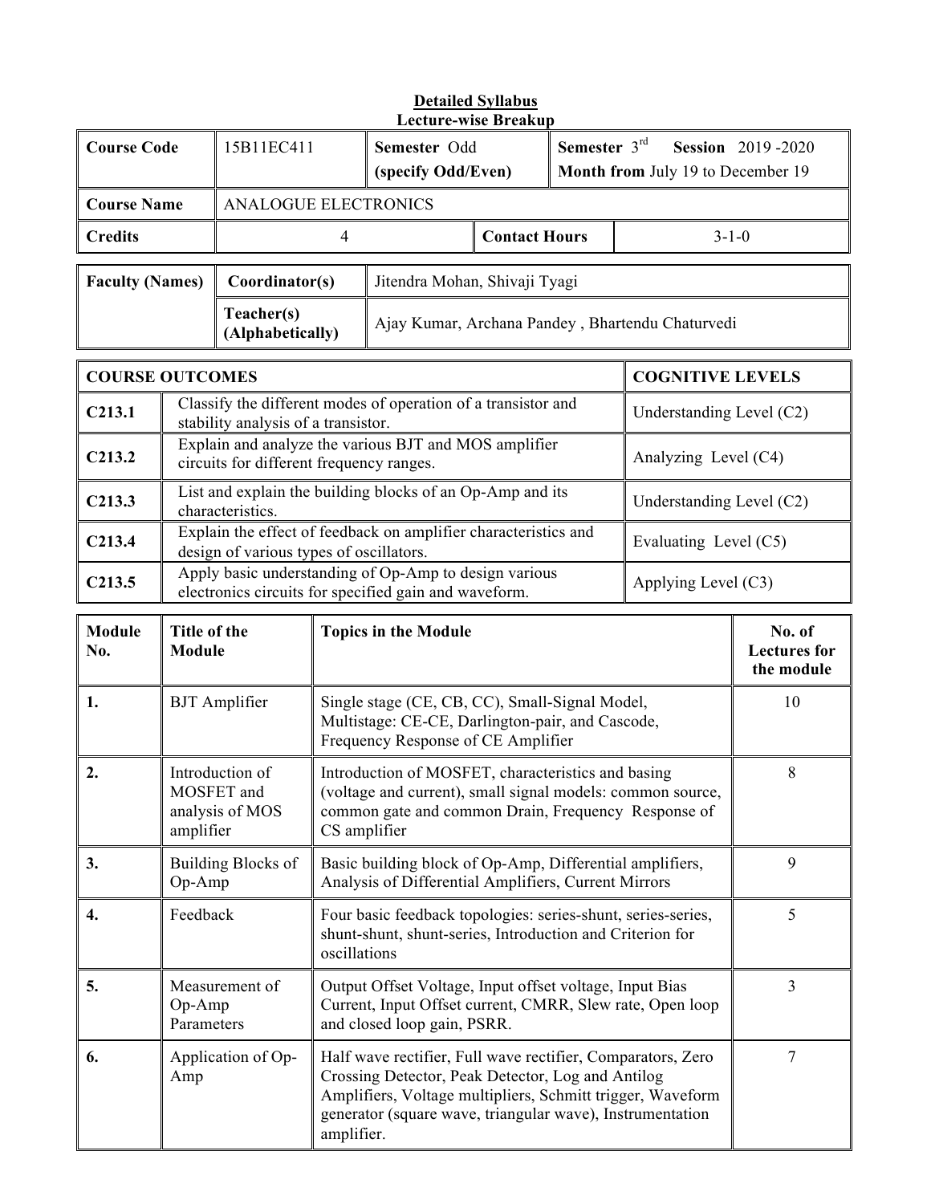**Detailed Syllabus**
**Lecture-wise Breakup**

| **Course Code** | 15B11EC411 | **Semester** Odd **(specify Odd/Even)** | **Semester** 3rd **Session** 2019 -2020 **Month from** July 19 to December 19 |
|---|---|---|---|
| **Course Name** | ANALOGUE ELECTRONICS | | |
| **Credits** | 4 | **Contact Hours** | 3-1-0 |

| **Faculty (Names)** | **Coordinator(s)** | Jitendra Mohan, Shivaji Tyagi |
|---|---|---|
| | **Teacher(s) (Alphabetically)** | Ajay Kumar, Archana Pandey , Bhartendu Chaturvedi |

| **COURSE OUTCOMES** | | **COGNITIVE LEVELS** |
|---|---|---|
| **C213.1** | Classify the different modes of operation of a transistor and stability analysis of a transistor. | Understanding Level (C2) |
| **C213.2** | Explain and analyze the various BJT and MOS amplifier circuits for different frequency ranges. | Analyzing Level (C4) |
| **C213.3** | List and explain the building blocks of an Op-Amp and its characteristics. | Understanding Level (C2) |
| **C213.4** | Explain the effect of feedback on amplifier characteristics and design of various types of oscillators. | Evaluating Level (C5) |
| **C213.5** | Apply basic understanding of Op-Amp to design various electronics circuits for specified gain and waveform. | Applying Level (C3) |

| **Module No.** | **Title of the Module** | **Topics in the Module** | **No. of Lectures for the module** |
|---|---|---|---|
| **1.** | BJT Amplifier | Single stage (CE, CB, CC), Small-Signal Model, Multistage: CE-CE, Darlington-pair, and Cascode, Frequency Response of CE Amplifier | 10 |
| **2.** | Introduction of MOSFET and analysis of MOS amplifier | Introduction of MOSFET, characteristics and basing (voltage and current), small signal models: common source, common gate and common Drain, Frequency Response of CS amplifier | 8 |
| **3.** | Building Blocks of Op-Amp | Basic building block of Op-Amp, Differential amplifiers, Analysis of Differential Amplifiers, Current Mirrors | 9 |
| **4.** | Feedback | Four basic feedback topologies: series-shunt, series-series, shunt-shunt, shunt-series, Introduction and Criterion for oscillations | 5 |
| **5.** | Measurement of Op-Amp Parameters | Output Offset Voltage, Input offset voltage, Input Bias Current, Input Offset current, CMRR, Slew rate, Open loop and closed loop gain, PSRR. | 3 |
| **6.** | Application of Op-Amp | Half wave rectifier, Full wave rectifier, Comparators, Zero Crossing Detector, Peak Detector, Log and Antilog Amplifiers, Voltage multipliers, Schmitt trigger, Waveform generator (square wave, triangular wave), Instrumentation amplifier. | 7 |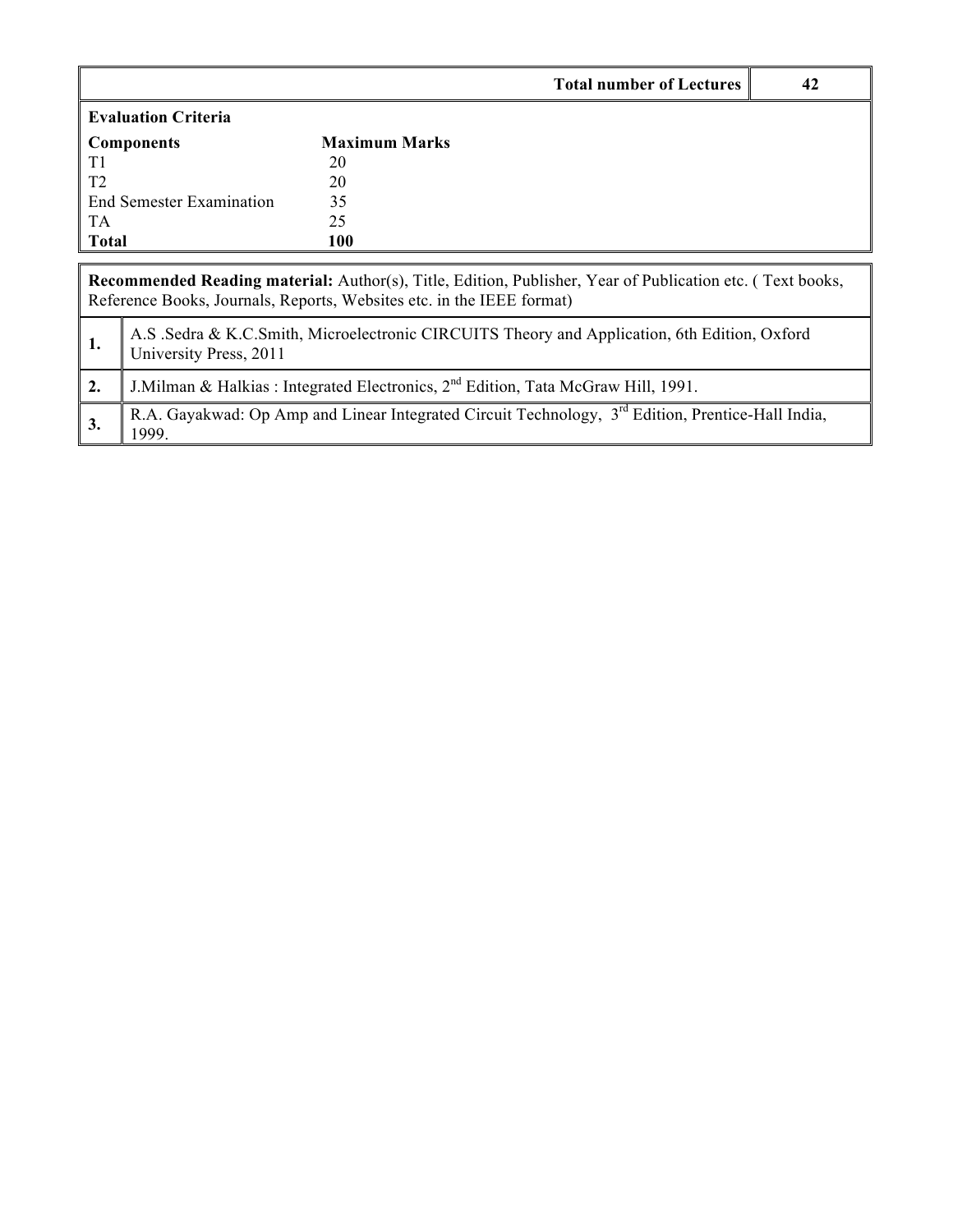| | Total number of Lectures | 42 |
|---|---|---|

**Evaluation Criteria**

| **Components** | **Maximum Marks** |
|---|---|
| T1 | 20 |
| T2 | 20 |
| End Semester Examination | 35 |
| TA | 25 |
| **Total** | **100** |

**Recommended Reading material:** Author(s), Title, Edition, Publisher, Year of Publication etc. ( Text books, Reference Books, Journals, Reports, Websites etc. in the IEEE format)

| | |
|---|---|
| **1.** | A.S .Sedra & K.C.Smith, Microelectronic CIRCUITS Theory and Application, 6th Edition, Oxford University Press, 2011 |
| **2.** | J.Milman & Halkias : Integrated Electronics, 2nd Edition, Tata McGraw Hill, 1991. |
| **3.** | R.A. Gayakwad: Op Amp and Linear Integrated Circuit Technology, 3rd Edition, Prentice-Hall India, 1999. |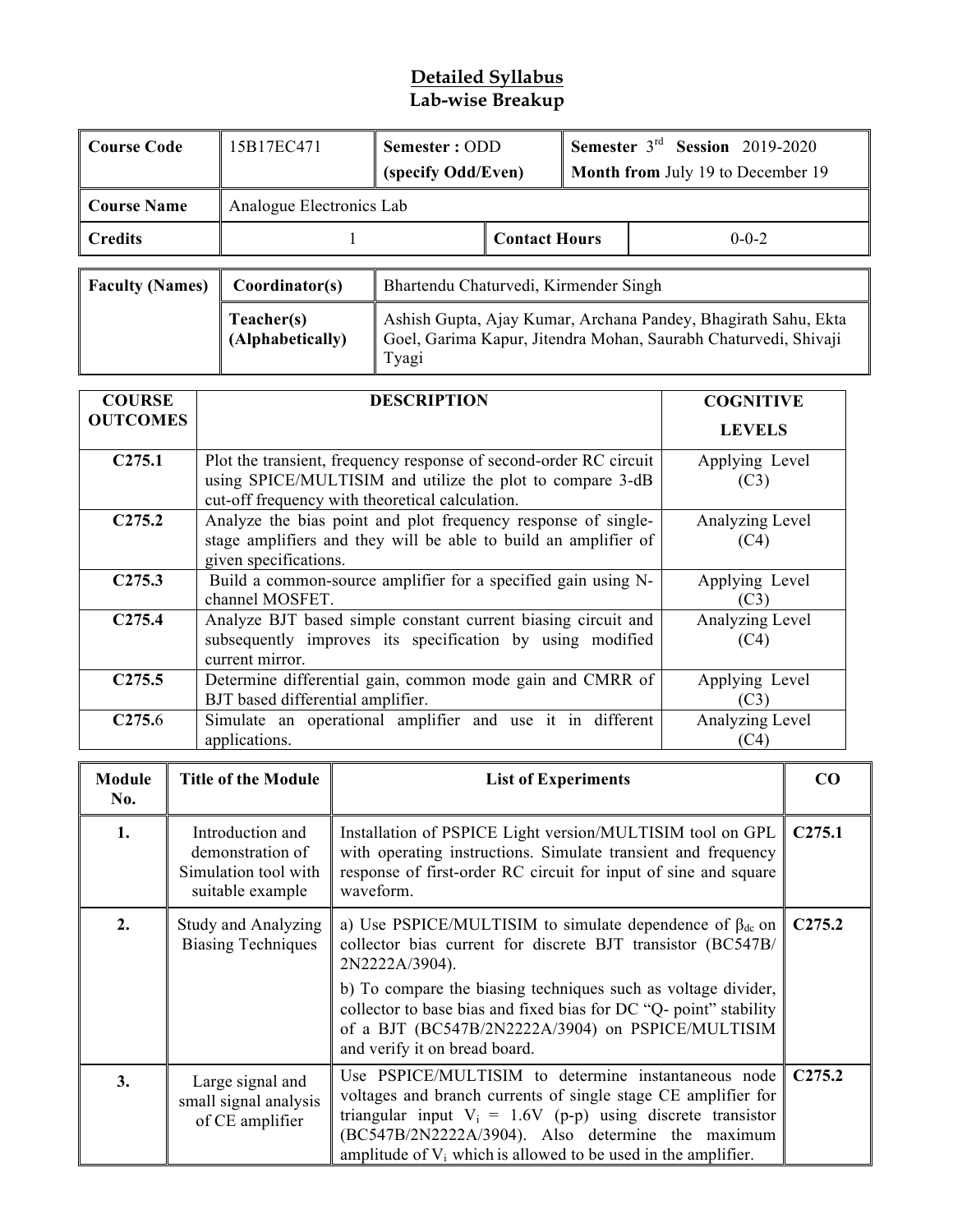# Detailed Syllabus
## Lab-wise Breakup

| Course Code | 15B17EC471 | Semester : ODD (specify Odd/Even) | Semester 3rd Session 2019-2020 Month from July 19 to December 19 |
|---|---|---|---|
| Course Name | Analogue Electronics Lab | | |
| Credits | 1 | Contact Hours | 0-0-2 |

| Faculty (Names) | Coordinator(s) | Bhartendu Chaturvedi, Kirmender Singh |
|---|---|---|
| | Teacher(s) (Alphabetically) | Ashish Gupta, Ajay Kumar, Archana Pandey, Bhagirath Sahu, Ekta Goel, Garima Kapur, Jitendra Mohan, Saurabh Chaturvedi, Shivaji Tyagi |

| COURSE OUTCOMES | DESCRIPTION | COGNITIVE LEVELS |
|---|---|---|
| C275.1 | Plot the transient, frequency response of second-order RC circuit using SPICE/MULTISIM and utilize the plot to compare 3-dB cut-off frequency with theoretical calculation. | Applying Level (C3) |
| C275.2 | Analyze the bias point and plot frequency response of single-stage amplifiers and they will be able to build an amplifier of given specifications. | Analyzing Level (C4) |
| C275.3 | Build a common-source amplifier for a specified gain using N-channel MOSFET. | Applying Level (C3) |
| C275.4 | Analyze BJT based simple constant current biasing circuit and subsequently improves its specification by using modified current mirror. | Analyzing Level (C4) |
| C275.5 | Determine differential gain, common mode gain and CMRR of BJT based differential amplifier. | Applying Level (C3) |
| C275.6 | Simulate an operational amplifier and use it in different applications. | Analyzing Level (C4) |

| Module No. | Title of the Module | List of Experiments | CO |
|---|---|---|---|
| 1. | Introduction and demonstration of Simulation tool with suitable example | Installation of PSPICE Light version/MULTISIM tool on GPL with operating instructions. Simulate transient and frequency response of first-order RC circuit for input of sine and square waveform. | C275.1 |
| 2. | Study and Analyzing Biasing Techniques | a) Use PSPICE/MULTISIM to simulate dependence of $\beta_{dc}$ on collector bias current for discrete BJT transistor (BC547B/ 2N2222A/3904).<br>b) To compare the biasing techniques such as voltage divider, collector to base bias and fixed bias for DC "Q- point" stability of a BJT (BC547B/2N2222A/3904) on PSPICE/MULTISIM and verify it on bread board. | C275.2 |
| 3. | Large signal and small signal analysis of CE amplifier | Use PSPICE/MULTISIM to determine instantaneous node voltages and branch currents of single stage CE amplifier for triangular input $V_i$ = 1.6V (p-p) using discrete transistor (BC547B/2N2222A/3904). Also determine the maximum amplitude of $V_i$ which is allowed to be used in the amplifier. | C275.2 |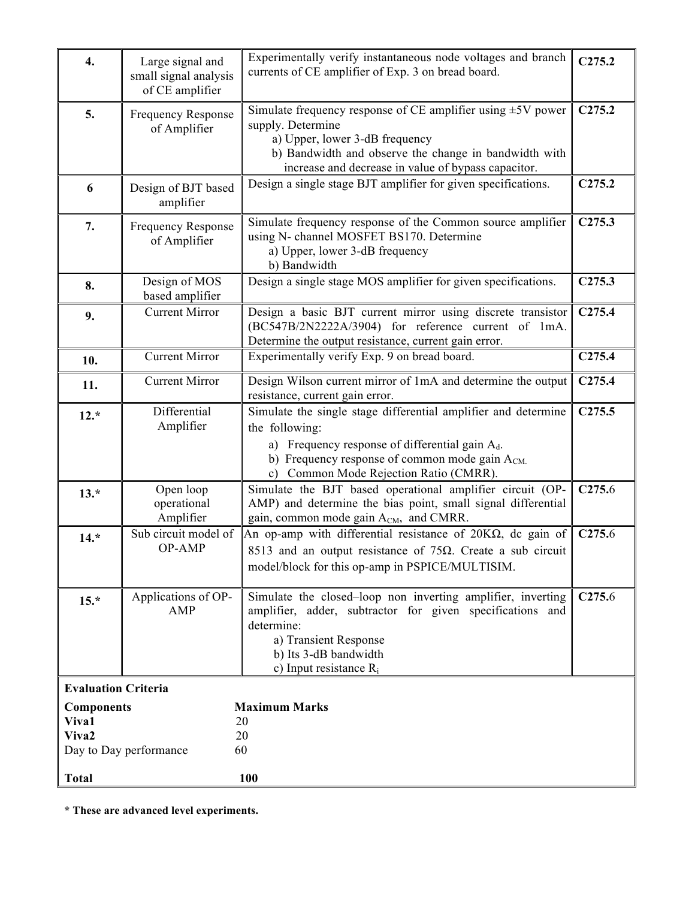| 4. | Large signal and small signal analysis of CE amplifier | Experimentally verify instantaneous node voltages and branch currents of CE amplifier of Exp. 3 on bread board. | C275.2 |
|---|---|---|---|
| 5. | Frequency Response of Amplifier | Simulate frequency response of CE amplifier using ±5V power supply. Determine<br>a) Upper, lower 3-dB frequency<br>b) Bandwidth and observe the change in bandwidth with increase and decrease in value of bypass capacitor. | C275.2 |
| 6 | Design of BJT based amplifier | Design a single stage BJT amplifier for given specifications. | C275.2 |
| 7. | Frequency Response of Amplifier | Simulate frequency response of the Common source amplifier using N- channel MOSFET BS170. Determine<br>a) Upper, lower 3-dB frequency<br>b) Bandwidth | C275.3 |
| 8. | Design of MOS based amplifier | Design a single stage MOS amplifier for given specifications. | C275.3 |
| 9. | Current Mirror | Design a basic BJT current mirror using discrete transistor (BC547B/2N2222A/3904) for reference current of 1mA. Determine the output resistance, current gain error. | C275.4 |
| 10. | Current Mirror | Experimentally verify Exp. 9 on bread board. | C275.4 |
| 11. | Current Mirror | Design Wilson current mirror of 1mA and determine the output resistance, current gain error. | C275.4 |
| 12.* | Differential Amplifier | Simulate the single stage differential amplifier and determine the following:<br>a) Frequency response of differential gain $A_d$.<br>b) Frequency response of common mode gain $A_{CM}$.<br>c) Common Mode Rejection Ratio (CMRR). | C275.5 |
| 13.* | Open loop operational Amplifier | Simulate the BJT based operational amplifier circuit (OP-AMP) and determine the bias point, small signal differential gain, common mode gain $A_{CM}$, and CMRR. | C275.6 |
| 14.* | Sub circuit model of OP-AMP | An op-amp with differential resistance of 20KΩ, dc gain of 8513 and an output resistance of 75Ω. Create a sub circuit model/block for this op-amp in PSPICE/MULTISIM. | C275.6 |
| 15.* | Applications of OP-AMP | Simulate the closed–loop non inverting amplifier, inverting amplifier, adder, subtractor for given specifications and determine:<br>a) Transient Response<br>b) Its 3-dB bandwidth<br>c) Input resistance $R_i$ | C275.6 |

**Evaluation Criteria**

| **Components** | **Maximum Marks** |
|---|---|
| **Viva1** | 20 |
| **Viva2** | 20 |
| Day to Day performance | 60 |
| **Total** | **100** |

**\* These are advanced level experiments.**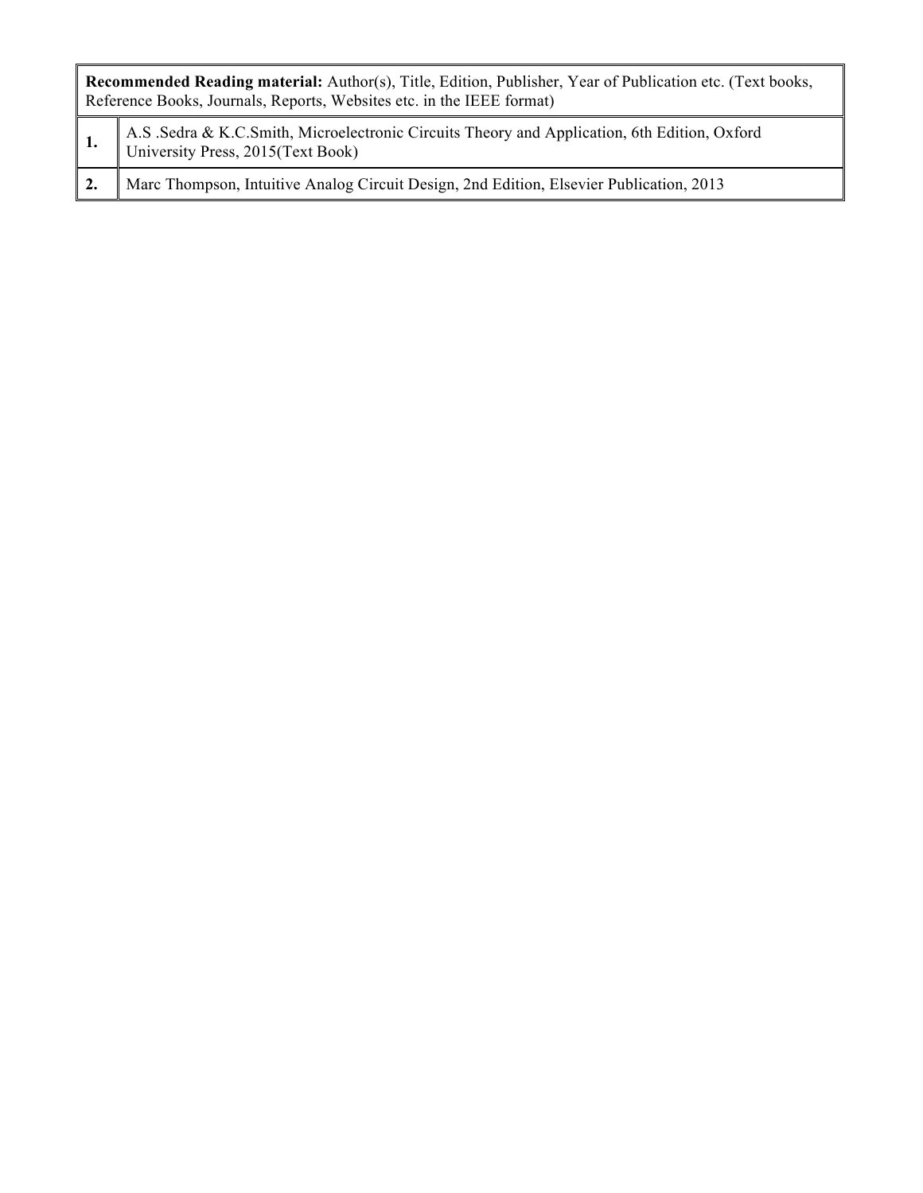| **Recommended Reading material:** Author(s), Title, Edition, Publisher, Year of Publication etc. (Text books, Reference Books, Journals, Reports, Websites etc. in the IEEE format) | |
|---|---|
| **1.** | A.S .Sedra & K.C.Smith, Microelectronic Circuits Theory and Application, 6th Edition, Oxford University Press, 2015(Text Book) |
| **2.** | Marc Thompson, Intuitive Analog Circuit Design, 2nd Edition, Elsevier Publication, 2013 |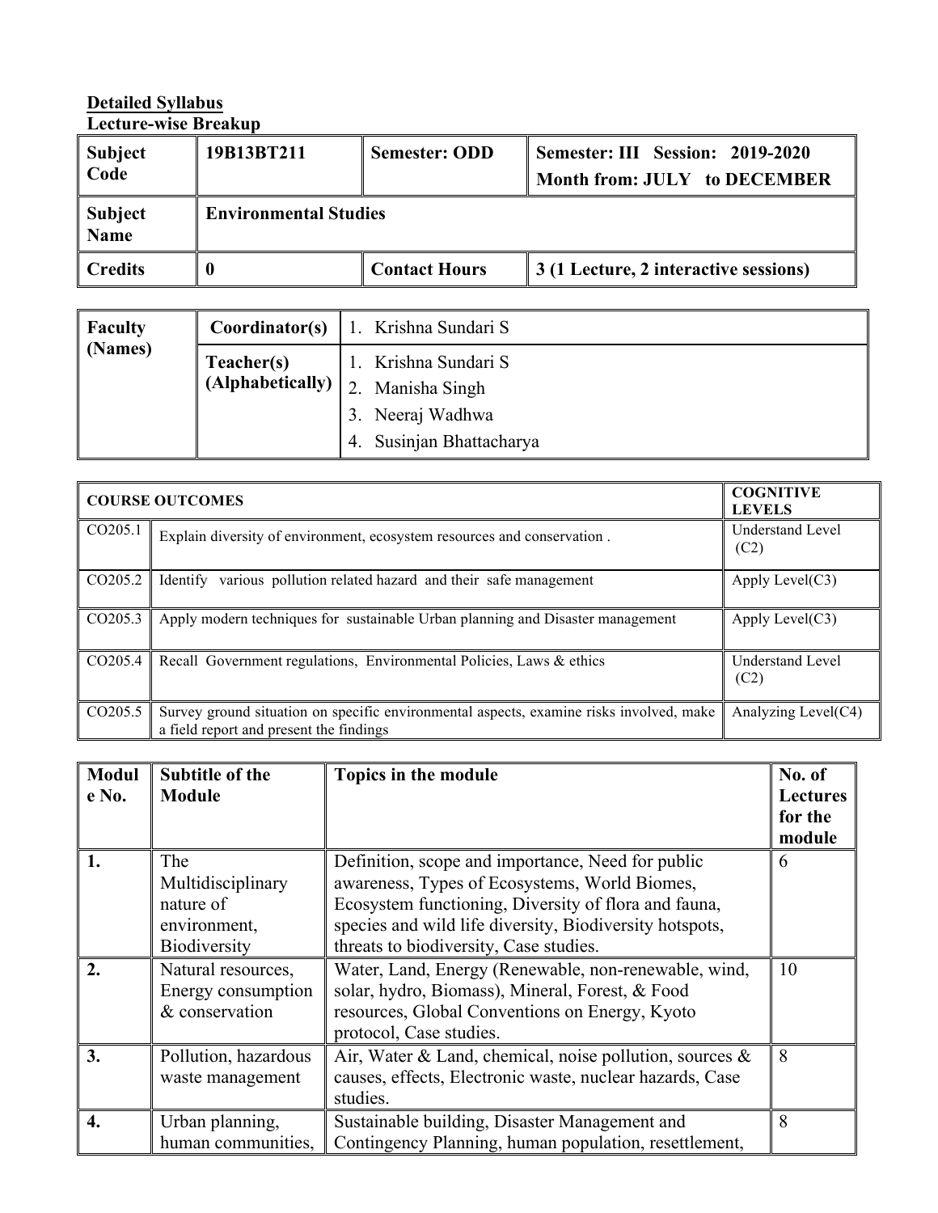**Detailed Syllabus**
**Lecture-wise Breakup**

| **Subject Code** | **19B13BT211** | **Semester: ODD** | **Semester: III Session: 2019-2020 Month from: JULY to DECEMBER** |
|---|---|---|---|
| **Subject Name** | **Environmental Studies** | | |
| **Credits** | **0** | **Contact Hours** | **3 (1 Lecture, 2 interactive sessions)** |

| **Faculty (Names)** | **Coordinator(s)** | 1. Krishna Sundari S |
|---|---|---|
| | **Teacher(s) (Alphabetically)** | 1. Krishna Sundari S<br>2. Manisha Singh<br>3. Neeraj Wadhwa<br>4. Susinjan Bhattacharya |

| **COURSE OUTCOMES** | | **COGNITIVE LEVELS** |
|---|---|---|
| CO205.1 | Explain diversity of environment, ecosystem resources and conservation . | Understand Level (C2) |
| CO205.2 | Identify various pollution related hazard and their safe management | Apply Level(C3) |
| CO205.3 | Apply modern techniques for sustainable Urban planning and Disaster management | Apply Level(C3) |
| CO205.4 | Recall Government regulations, Environmental Policies, Laws & ethics | Understand Level (C2) |
| CO205.5 | Survey ground situation on specific environmental aspects, examine risks involved, make a field report and present the findings | Analyzing Level(C4) |

| **Module No.** | **Subtitle of the Module** | **Topics in the module** | **No. of Lectures for the module** |
|---|---|---|---|
| **1.** | The Multidisciplinary nature of environment, Biodiversity | Definition, scope and importance, Need for public awareness, Types of Ecosystems, World Biomes, Ecosystem functioning, Diversity of flora and fauna, species and wild life diversity, Biodiversity hotspots, threats to biodiversity, Case studies. | 6 |
| **2.** | Natural resources, Energy consumption & conservation | Water, Land, Energy (Renewable, non-renewable, wind, solar, hydro, Biomass), Mineral, Forest, & Food resources, Global Conventions on Energy, Kyoto protocol, Case studies. | 10 |
| **3.** | Pollution, hazardous waste management | Air, Water & Land, chemical, noise pollution, sources & causes, effects, Electronic waste, nuclear hazards, Case studies. | 8 |
| **4.** | Urban planning, human communities, | Sustainable building, Disaster Management and Contingency Planning, human population, resettlement, | 8 |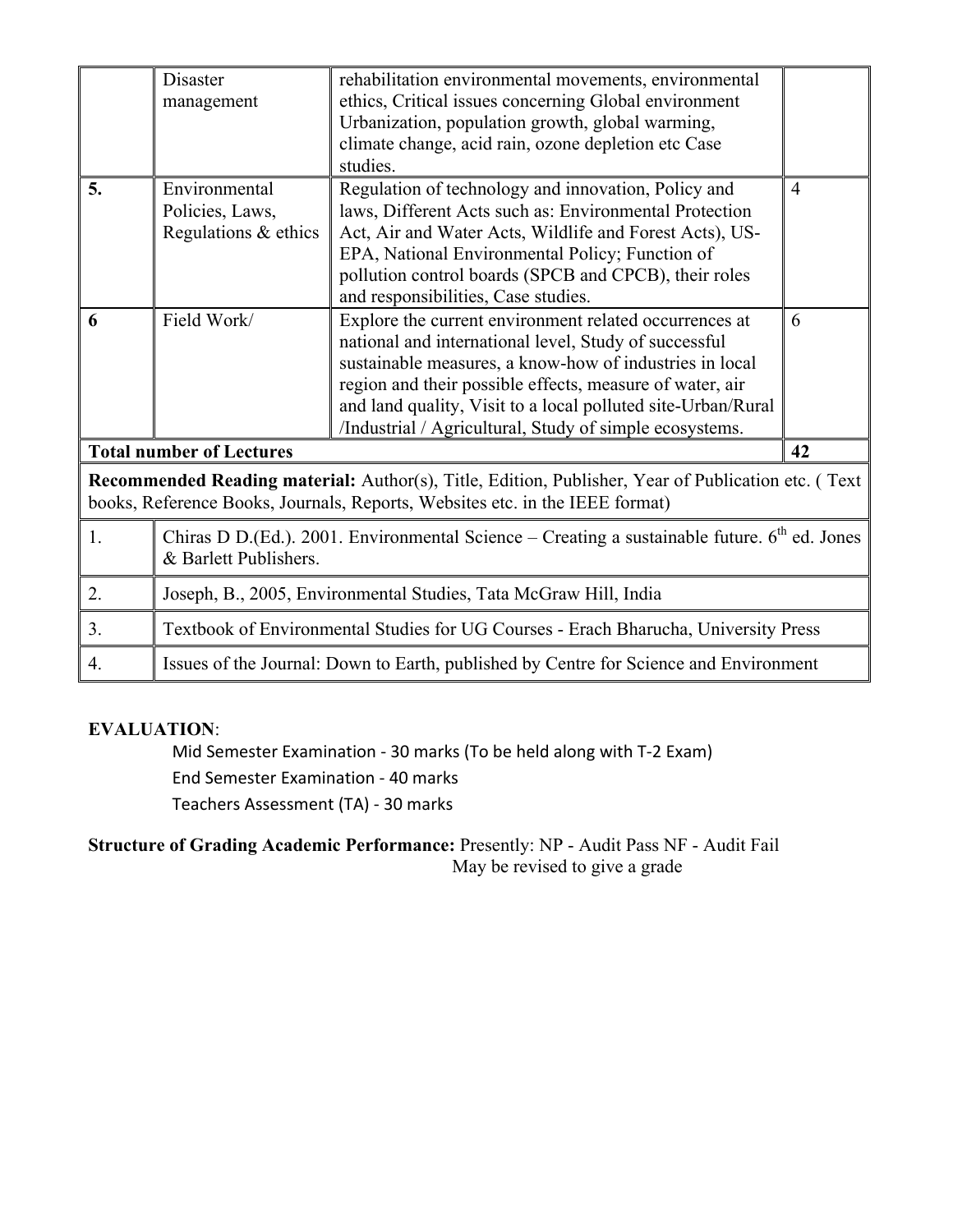|  | Disaster management | rehabilitation environmental movements, environmental ethics, Critical issues concerning Global environment Urbanization, population growth, global warming, climate change, acid rain, ozone depletion etc Case studies. |  |
|---|---|---|---|
| **5.** | Environmental Policies, Laws, Regulations & ethics | Regulation of technology and innovation, Policy and laws, Different Acts such as: Environmental Protection Act, Air and Water Acts, Wildlife and Forest Acts), US-EPA, National Environmental Policy; Function of pollution control boards (SPCB and CPCB), their roles and responsibilities, Case studies. | 4 |
| **6** | Field Work/ | Explore the current environment related occurrences at national and international level, Study of successful sustainable measures, a know-how of industries in local region and their possible effects, measure of water, air and land quality, Visit to a local polluted site-Urban/Rural /Industrial / Agricultural, Study of simple ecosystems. | 6 |
| **Total number of Lectures** |  |  | **42** |

**Recommended Reading material:** Author(s), Title, Edition, Publisher, Year of Publication etc. ( Text books, Reference Books, Journals, Reports, Websites etc. in the IEEE format)

| No. | Reference |
|---|---|
| 1. | Chiras D D.(Ed.). 2001. Environmental Science – Creating a sustainable future. 6th ed. Jones & Barlett Publishers. |
| 2. | Joseph, B., 2005, Environmental Studies, Tata McGraw Hill, India |
| 3. | Textbook of Environmental Studies for UG Courses - Erach Bharucha, University Press |
| 4. | Issues of the Journal: Down to Earth, published by Centre for Science and Environment |

**EVALUATION**:

Mid Semester Examination - 30 marks (To be held along with T-2 Exam)

End Semester Examination - 40 marks

Teachers Assessment (TA) - 30 marks

**Structure of Grading Academic Performance:** Presently: NP - Audit Pass NF - Audit Fail

May be revised to give a grade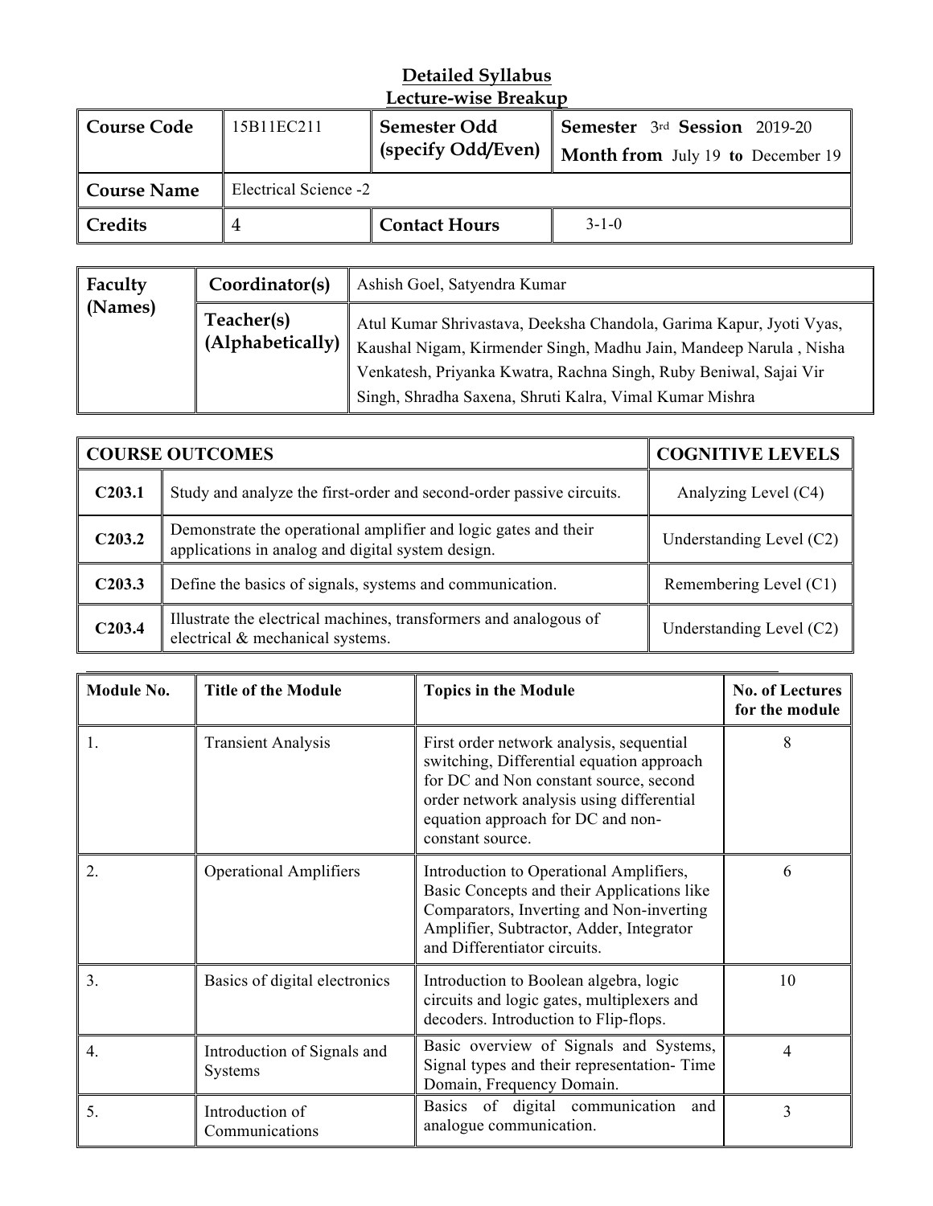**Detailed Syllabus**
**Lecture-wise Breakup**

| **Course Code** | 15B11EC211 | **Semester Odd (specify Odd/Even)** | **Semester** 3rd **Session** 2019-20 **Month from** July 19 **to** December 19 |
|---|---|---|---|
| **Course Name** | Electrical Science -2 | | |
| **Credits** | 4 | **Contact Hours** | 3-1-0 |

| **Faculty (Names)** | **Coordinator(s)** | Ashish Goel, Satyendra Kumar |
|---|---|---|
| | **Teacher(s) (Alphabetically)** | Atul Kumar Shrivastava, Deeksha Chandola, Garima Kapur, Jyoti Vyas, Kaushal Nigam, Kirmender Singh, Madhu Jain, Mandeep Narula , Nisha Venkatesh, Priyanka Kwatra, Rachna Singh, Ruby Beniwal, Sajai Vir Singh, Shradha Saxena, Shruti Kalra, Vimal Kumar Mishra |

| **COURSE OUTCOMES** | | **COGNITIVE LEVELS** |
|---|---|---|
| **C203.1** | Study and analyze the first-order and second-order passive circuits. | Analyzing Level (C4) |
| **C203.2** | Demonstrate the operational amplifier and logic gates and their applications in analog and digital system design. | Understanding Level (C2) |
| **C203.3** | Define the basics of signals, systems and communication. | Remembering Level (C1) |
| **C203.4** | Illustrate the electrical machines, transformers and analogous of electrical & mechanical systems. | Understanding Level (C2) |

| **Module No.** | **Title of the Module** | **Topics in the Module** | **No. of Lectures for the module** |
|---|---|---|---|
| 1. | Transient Analysis | First order network analysis, sequential switching, Differential equation approach for DC and Non constant source, second order network analysis using differential equation approach for DC and non-constant source. | 8 |
| 2. | Operational Amplifiers | Introduction to Operational Amplifiers, Basic Concepts and their Applications like Comparators, Inverting and Non-inverting Amplifier, Subtractor, Adder, Integrator and Differentiator circuits. | 6 |
| 3. | Basics of digital electronics | Introduction to Boolean algebra, logic circuits and logic gates, multiplexers and decoders. Introduction to Flip-flops. | 10 |
| 4. | Introduction of Signals and Systems | Basic overview of Signals and Systems, Signal types and their representation- Time Domain, Frequency Domain. | 4 |
| 5. | Introduction of Communications | Basics of digital communication and analogue communication. | 3 |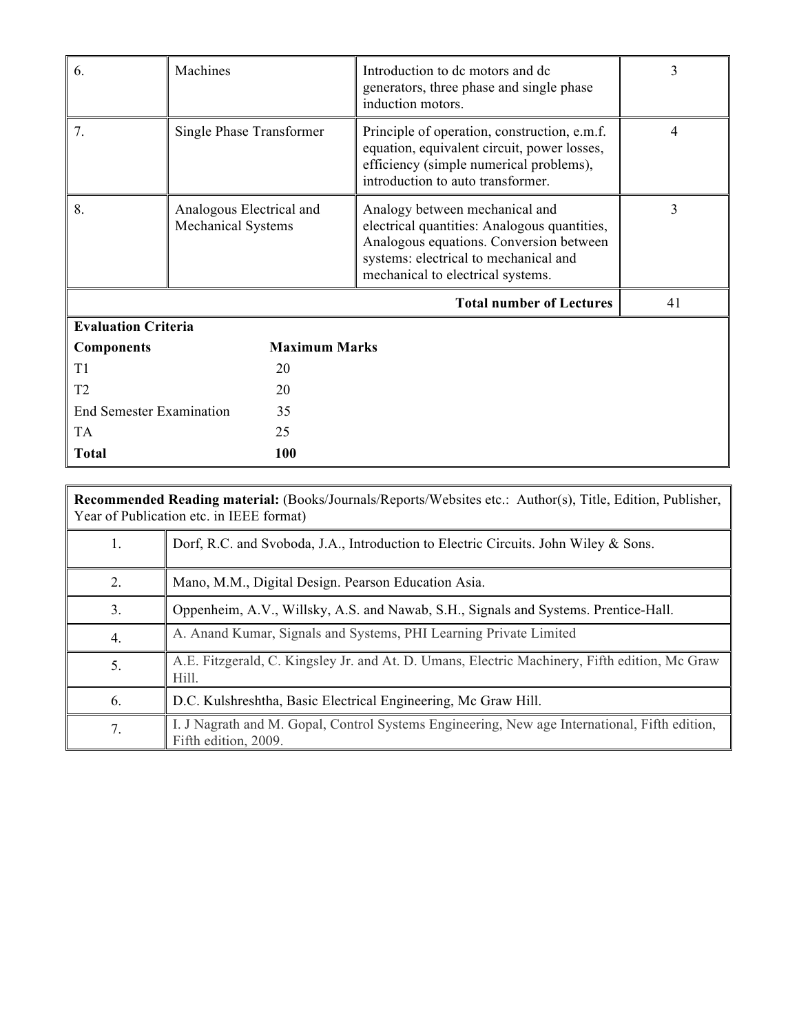| 6. | Machines | Introduction to dc motors and dc generators, three phase and single phase induction motors. | 3 |
|---|---|---|---|
| 7. | Single Phase Transformer | Principle of operation, construction, e.m.f. equation, equivalent circuit, power losses, efficiency (simple numerical problems), introduction to auto transformer. | 4 |
| 8. | Analogous Electrical and Mechanical Systems | Analogy between mechanical and electrical quantities: Analogous quantities, Analogous equations. Conversion between systems: electrical to mechanical and mechanical to electrical systems. | 3 |
| | | **Total number of Lectures** | 41 |

**Evaluation Criteria**

| **Components** | **Maximum Marks** |
|---|---|
| T1 | 20 |
| T2 | 20 |
| End Semester Examination | 35 |
| TA | 25 |
| **Total** | **100** |

**Recommended Reading material:** (Books/Journals/Reports/Websites etc.: Author(s), Title, Edition, Publisher, Year of Publication etc. in IEEE format)

| | |
|---|---|
| 1. | Dorf, R.C. and Svoboda, J.A., Introduction to Electric Circuits. John Wiley & Sons. |
| 2. | Mano, M.M., Digital Design. Pearson Education Asia. |
| 3. | Oppenheim, A.V., Willsky, A.S. and Nawab, S.H., Signals and Systems. Prentice-Hall. |
| 4. | A. Anand Kumar, Signals and Systems, PHI Learning Private Limited |
| 5. | A.E. Fitzgerald, C. Kingsley Jr. and At. D. Umans, Electric Machinery, Fifth edition, Mc Graw Hill. |
| 6. | D.C. Kulshreshtha, Basic Electrical Engineering, Mc Graw Hill. |
| 7. | I. J Nagrath and M. Gopal, Control Systems Engineering, New age International, Fifth edition, Fifth edition, 2009. |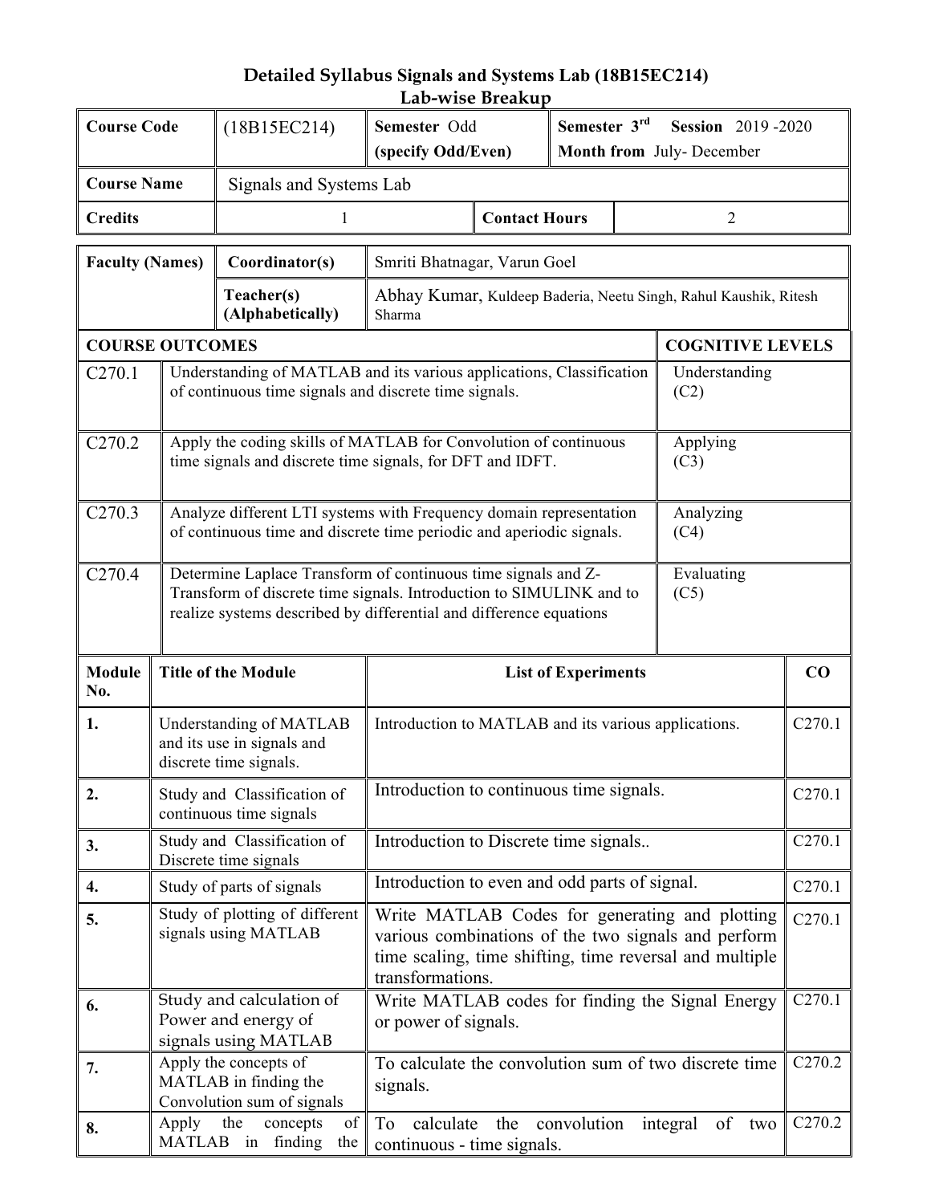## Detailed Syllabus Signals and Systems Lab (18B15EC214)

### Lab-wise Breakup

| Course Code | (18B15EC214) | Semester Odd (specify Odd/Even) | Semester 3rd Session 2019 -2020 Month from July- December |
|---|---|---|---|
| Course Name | Signals and Systems Lab | | |
| Credits | 1 | Contact Hours | 2 |

| Faculty (Names) | Coordinator(s) | Smriti Bhatnagar, Varun Goel |
|---|---|---|
| | Teacher(s) (Alphabetically) | Abhay Kumar, Kuldeep Baderia, Neetu Singh, Rahul Kaushik, Ritesh Sharma |

| COURSE OUTCOMES | | COGNITIVE LEVELS |
|---|---|---|
| C270.1 | Understanding of MATLAB and its various applications, Classification of continuous time signals and discrete time signals. | Understanding (C2) |
| C270.2 | Apply the coding skills of MATLAB for Convolution of continuous time signals and discrete time signals, for DFT and IDFT. | Applying (C3) |
| C270.3 | Analyze different LTI systems with Frequency domain representation of continuous time and discrete time periodic and aperiodic signals. | Analyzing (C4) |
| C270.4 | Determine Laplace Transform of continuous time signals and Z-Transform of discrete time signals. Introduction to SIMULINK and to realize systems described by differential and difference equations | Evaluating (C5) |

| Module No. | Title of the Module | List of Experiments | CO |
|---|---|---|---|
| 1. | Understanding of MATLAB and its use in signals and discrete time signals. | Introduction to MATLAB and its various applications. | C270.1 |
| 2. | Study and Classification of continuous time signals | Introduction to continuous time signals. | C270.1 |
| 3. | Study and Classification of Discrete time signals | Introduction to Discrete time signals.. | C270.1 |
| 4. | Study of parts of signals | Introduction to even and odd parts of signal. | C270.1 |
| 5. | Study of plotting of different signals using MATLAB | Write MATLAB Codes for generating and plotting various combinations of the two signals and perform time scaling, time shifting, time reversal and multiple transformations. | C270.1 |
| 6. | Study and calculation of Power and energy of signals using MATLAB | Write MATLAB codes for finding the Signal Energy or power of signals. | C270.1 |
| 7. | Apply the concepts of MATLAB in finding the Convolution sum of signals | To calculate the convolution sum of two discrete time signals. | C270.2 |
| 8. | Apply the concepts of MATLAB in finding the | To calculate the convolution integral of two continuous - time signals. | C270.2 |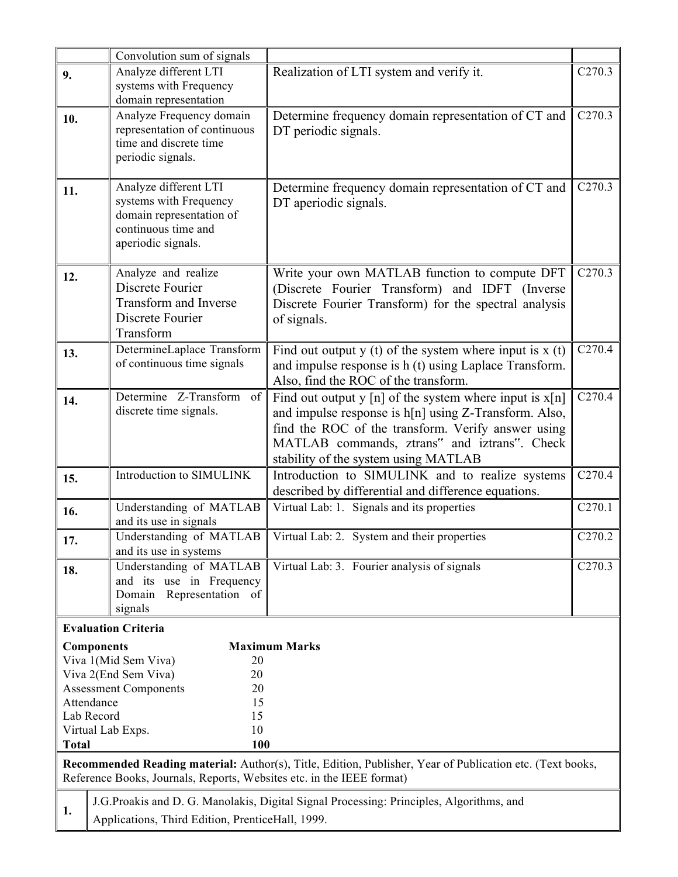| | | | |
|---|---|---|---|
| | Convolution sum of signals | | |
| **9.** | Analyze different LTI systems with Frequency domain representation | Realization of LTI system and verify it. | C270.3 |
| **10.** | Analyze Frequency domain representation of continuous time and discrete time periodic signals. | Determine frequency domain representation of CT and DT periodic signals. | C270.3 |
| **11.** | Analyze different LTI systems with Frequency domain representation of continuous time and aperiodic signals. | Determine frequency domain representation of CT and DT aperiodic signals. | C270.3 |
| **12.** | Analyze and realize Discrete Fourier Transform and Inverse Discrete Fourier Transform | Write your own MATLAB function to compute DFT (Discrete Fourier Transform) and IDFT (Inverse Discrete Fourier Transform) for the spectral analysis of signals. | C270.3 |
| **13.** | DetermineLaplace Transform of continuous time signals | Find out output y (t) of the system where input is x (t) and impulse response is h (t) using Laplace Transform. Also, find the ROC of the transform. | C270.4 |
| **14.** | Determine Z-Transform of discrete time signals. | Find out output y [n] of the system where input is x[n] and impulse response is h[n] using Z-Transform. Also, find the ROC of the transform. Verify answer using MATLAB commands, ztrans" and iztrans". Check stability of the system using MATLAB | C270.4 |
| **15.** | Introduction to SIMULINK | Introduction to SIMULINK and to realize systems described by differential and difference equations. | C270.4 |
| **16.** | Understanding of MATLAB and its use in signals | Virtual Lab: 1. Signals and its properties | C270.1 |
| **17.** | Understanding of MATLAB and its use in systems | Virtual Lab: 2. System and their properties | C270.2 |
| **18.** | Understanding of MATLAB and its use in Frequency Domain Representation of signals | Virtual Lab: 3. Fourier analysis of signals | C270.3 |

**Evaluation Criteria**

| **Components** | **Maximum Marks** |
|---|---|
| Viva 1(Mid Sem Viva) | 20 |
| Viva 2(End Sem Viva) | 20 |
| Assessment Components | 20 |
| Attendance | 15 |
| Lab Record | 15 |
| Virtual Lab Exps. | 10 |
| **Total** | **100** |

**Recommended Reading material:** Author(s), Title, Edition, Publisher, Year of Publication etc. (Text books, Reference Books, Journals, Reports, Websites etc. in the IEEE format)

| | |
|---|---|
| **1.** | J.G.Proakis and D. G. Manolakis, Digital Signal Processing: Principles, Algorithms, and Applications, Third Edition, PrenticeHall, 1999. |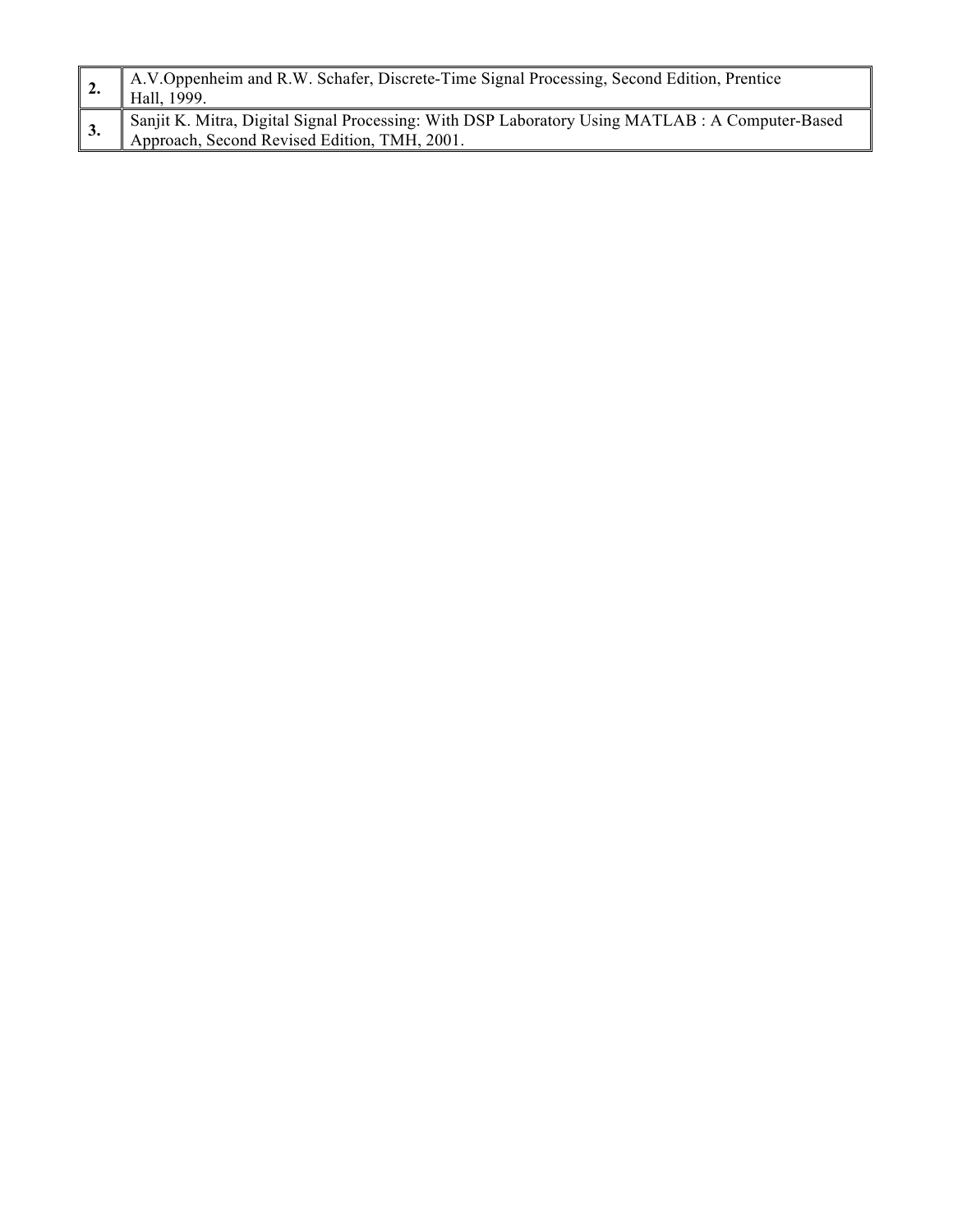| | |
|---|---|
| **2.** | A.V.Oppenheim and R.W. Schafer, Discrete-Time Signal Processing, Second Edition, Prentice Hall, 1999. |
| **3.** | Sanjit K. Mitra, Digital Signal Processing: With DSP Laboratory Using MATLAB : A Computer-Based Approach, Second Revised Edition, TMH, 2001. |